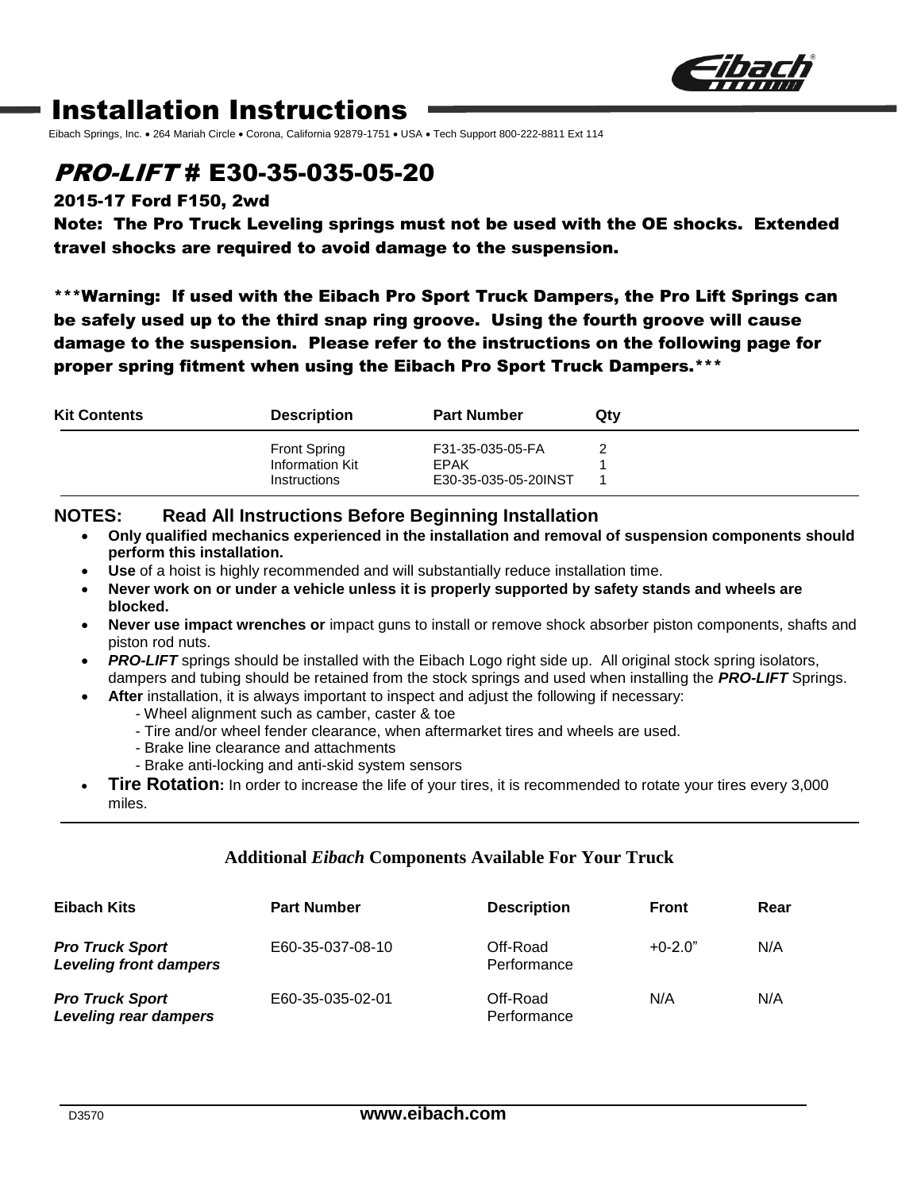# Installation Instructions

Eibach Springs, Inc. • 264 Mariah Circle • Corona, California 92879-1751 • USA • Tech Support 800-222-8811 Ext 114

## *PRO-LIFT* # E30-35-035-05-20

### 2015-17 Ford F150, 2wd

**Note: The Pro Truck Leveling springs must not be used with the OE shocks. Extended travel shocks are required to avoid damage to the suspension.**

**\*\*\*Warning: If used with the Eibach Pro Sport Truck Dampers, the Pro Lift Springs can be safely used up to the third snap ring groove. Using the fourth groove will cause damage to the suspension. Please refer to the instructions on the following page for proper spring fitment when using the Eibach Pro Sport Truck Dampers.\*\*\***

| Kit Contents | Description | Part Number | Qty |
|---|---|---|---|
| | Front Spring | F31-35-035-05-FA | 2 |
| | Information Kit | EPAK | 1 |
| | Instructions | E30-35-035-05-20INST | 1 |

**NOTES: Read All Instructions Before Beginning Installation**

- **Only qualified mechanics experienced in the installation and removal of suspension components should perform this installation.**
- **Use** of a hoist is highly recommended and will substantially reduce installation time.
- **Never work on or under a vehicle unless it is properly supported by safety stands and wheels are blocked.**
- **Never use impact wrenches or** impact guns to install or remove shock absorber piston components, shafts and piston rod nuts.
- ***PRO-LIFT*** springs should be installed with the Eibach Logo right side up. All original stock spring isolators, dampers and tubing should be retained from the stock springs and used when installing the ***PRO-LIFT*** Springs.
- **After** installation, it is always important to inspect and adjust the following if necessary:
  - Wheel alignment such as camber, caster & toe
  - Tire and/or wheel fender clearance, when aftermarket tires and wheels are used.
  - Brake line clearance and attachments
  - Brake anti-locking and anti-skid system sensors
- **Tire Rotation:** In order to increase the life of your tires, it is recommended to rotate your tires every 3,000 miles.

**Additional *Eibach* Components Available For Your Truck**

| Eibach Kits | Part Number | Description | Front | Rear |
|---|---|---|---|---|
| ***Pro Truck Sport Leveling front dampers*** | E60-35-037-08-10 | Off-Road Performance | +0-2.0" | N/A |
| ***Pro Truck Sport Leveling rear dampers*** | E60-35-035-02-01 | Off-Road Performance | N/A | N/A |

D3570 **www.eibach.com**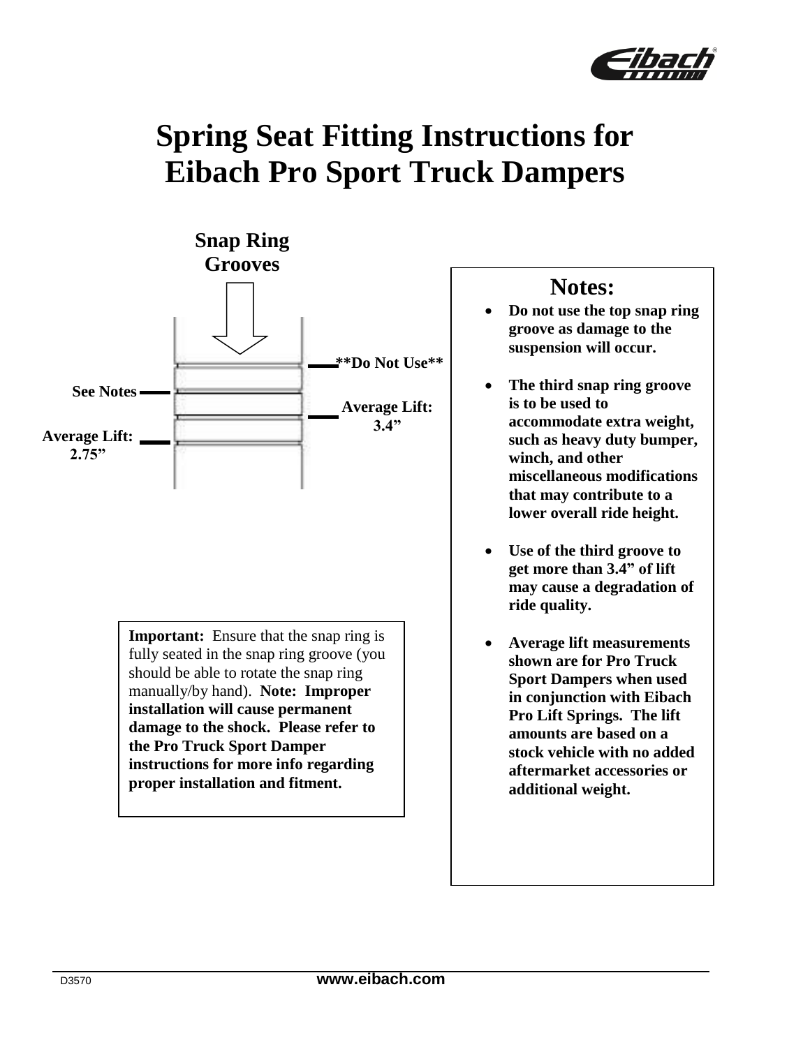# Spring Seat Fitting Instructions for Eibach Pro Sport Truck Dampers

**Snap Ring Grooves**

**\*\*Do Not Use\*\***

**See Notes**

**Average Lift: 3.4”**

**Average Lift: 2.75”**

## Notes:

- **Do not use the top snap ring groove as damage to the suspension will occur.**
- **The third snap ring groove is to be used to accommodate extra weight, such as heavy duty bumper, winch, and other miscellaneous modifications that may contribute to a lower overall ride height.**
- **Use of the third groove to get more than 3.4” of lift may cause a degradation of ride quality.**
- **Average lift measurements shown are for Pro Truck Sport Dampers when used in conjunction with Eibach Pro Lift Springs. The lift amounts are based on a stock vehicle with no added aftermarket accessories or additional weight.**

**Important:** Ensure that the snap ring is fully seated in the snap ring groove (you should be able to rotate the snap ring manually/by hand). **Note: Improper installation will cause permanent damage to the shock. Please refer to the Pro Truck Sport Damper instructions for more info regarding proper installation and fitment.**

D3570 **www.eibach.com**